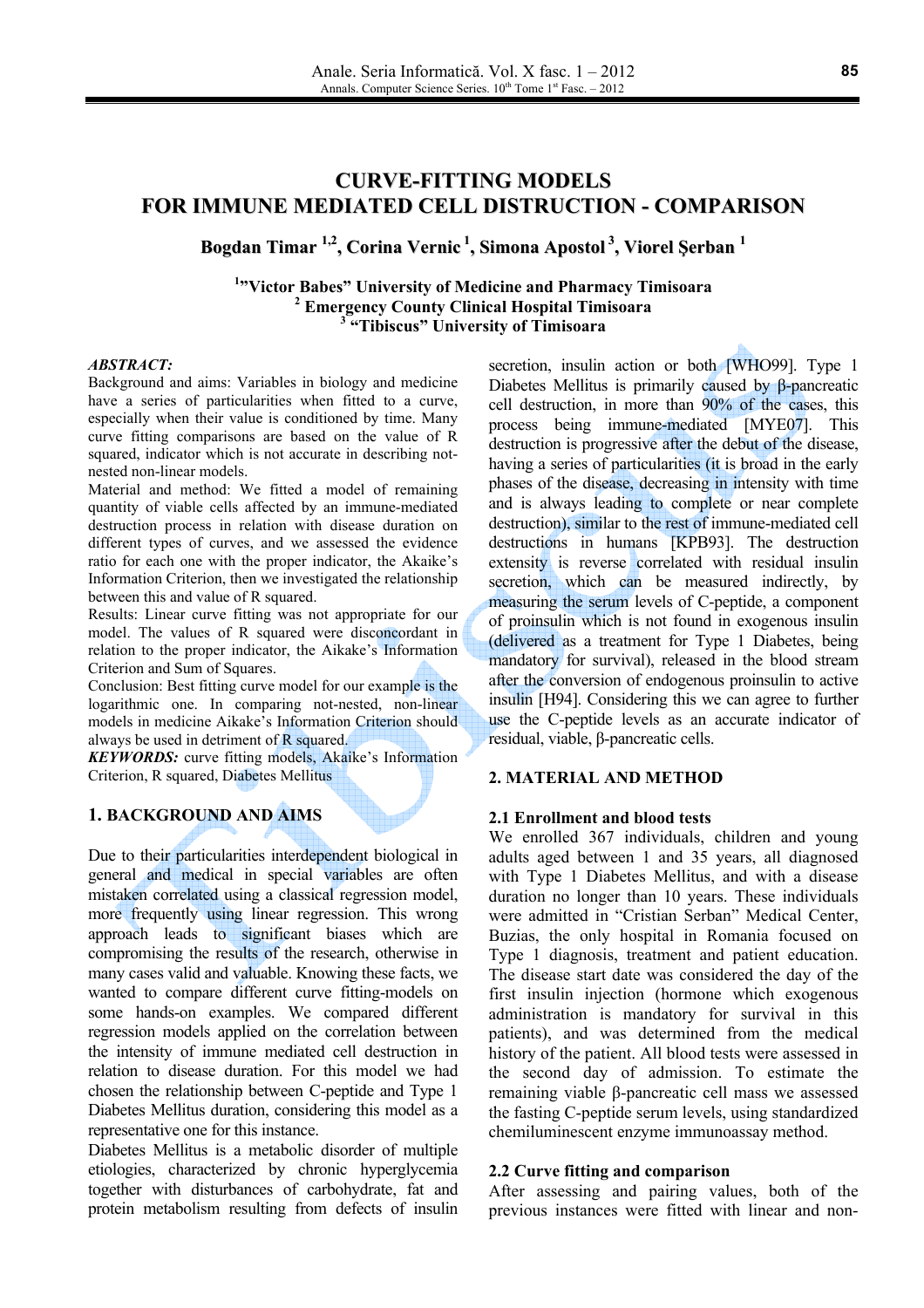# CURVE-FITTING MODELS FOR IMMUNE MEDIATED CELL DISTRUCTION - COMPARISON

**Bogdan Timar [1,2], Corina Vernic [1], Simona Apostol [3], Viorel Şerban [1]**

[1] "Victor Babes" University of Medicine and Pharmacy Timisoara
[2] Emergency County Clinical Hospital Timisoara
[3] "Tibiscus" University of Timisoara

***ABSTRACT:***

Background and aims: Variables in biology and medicine have a series of particularities when fitted to a curve, especially when their value is conditioned by time. Many curve fitting comparisons are based on the value of R squared, indicator which is not accurate in describing not-nested non-linear models.

Material and method: We fitted a model of remaining quantity of viable cells affected by an immune-mediated destruction process in relation with disease duration on different types of curves, and we assessed the evidence ratio for each one with the proper indicator, the Akaike's Information Criterion, then we investigated the relationship between this and value of R squared.

Results: Linear curve fitting was not appropriate for our model. The values of R squared were disconcordant in relation to the proper indicator, the Aikake's Information Criterion and Sum of Squares.

Conclusion: Best fitting curve model for our example is the logarithmic one. In comparing not-nested, non-linear models in medicine Aikake's Information Criterion should always be used in detriment of R squared.

***KEYWORDS:*** curve fitting models, Akaike's Information Criterion, R squared, Diabetes Mellitus

## 1. BACKGROUND AND AIMS

Due to their particularities interdependent biological in general and medical in special variables are often mistaken correlated using a classical regression model, more frequently using linear regression. This wrong approach leads to significant biases which are compromising the results of the research, otherwise in many cases valid and valuable. Knowing these facts, we wanted to compare different curve fitting-models on some hands-on examples. We compared different regression models applied on the correlation between the intensity of immune mediated cell destruction in relation to disease duration. For this model we had chosen the relationship between C-peptide and Type 1 Diabetes Mellitus duration, considering this model as a representative one for this instance.

Diabetes Mellitus is a metabolic disorder of multiple etiologies, characterized by chronic hyperglycemia together with disturbances of carbohydrate, fat and protein metabolism resulting from defects of insulin secretion, insulin action or both [WHO99]. Type 1 Diabetes Mellitus is primarily caused by β-pancreatic cell destruction, in more than 90% of the cases, this process being immune-mediated [MYE07]. This destruction is progressive after the debut of the disease, having a series of particularities (it is broad in the early phases of the disease, decreasing in intensity with time and is always leading to complete or near complete destruction), similar to the rest of immune-mediated cell destructions in humans [KPB93]. The destruction extensity is reverse correlated with residual insulin secretion, which can be measured indirectly, by measuring the serum levels of C-peptide, a component of proinsulin which is not found in exogenous insulin (delivered as a treatment for Type 1 Diabetes, being mandatory for survival), released in the blood stream after the conversion of endogenous proinsulin to active insulin [H94]. Considering this we can agree to further use the C-peptide levels as an accurate indicator of residual, viable, β-pancreatic cells.

## 2. MATERIAL AND METHOD

### 2.1 Enrollment and blood tests

We enrolled 367 individuals, children and young adults aged between 1 and 35 years, all diagnosed with Type 1 Diabetes Mellitus, and with a disease duration no longer than 10 years. These individuals were admitted in "Cristian Serban" Medical Center, Buzias, the only hospital in Romania focused on Type 1 diagnosis, treatment and patient education. The disease start date was considered the day of the first insulin injection (hormone which exogenous administration is mandatory for survival in this patients), and was determined from the medical history of the patient. All blood tests were assessed in the second day of admission. To estimate the remaining viable β-pancreatic cell mass we assessed the fasting C-peptide serum levels, using standardized chemiluminescent enzyme immunoassay method.

### 2.2 Curve fitting and comparison

After assessing and pairing values, both of the previous instances were fitted with linear and non-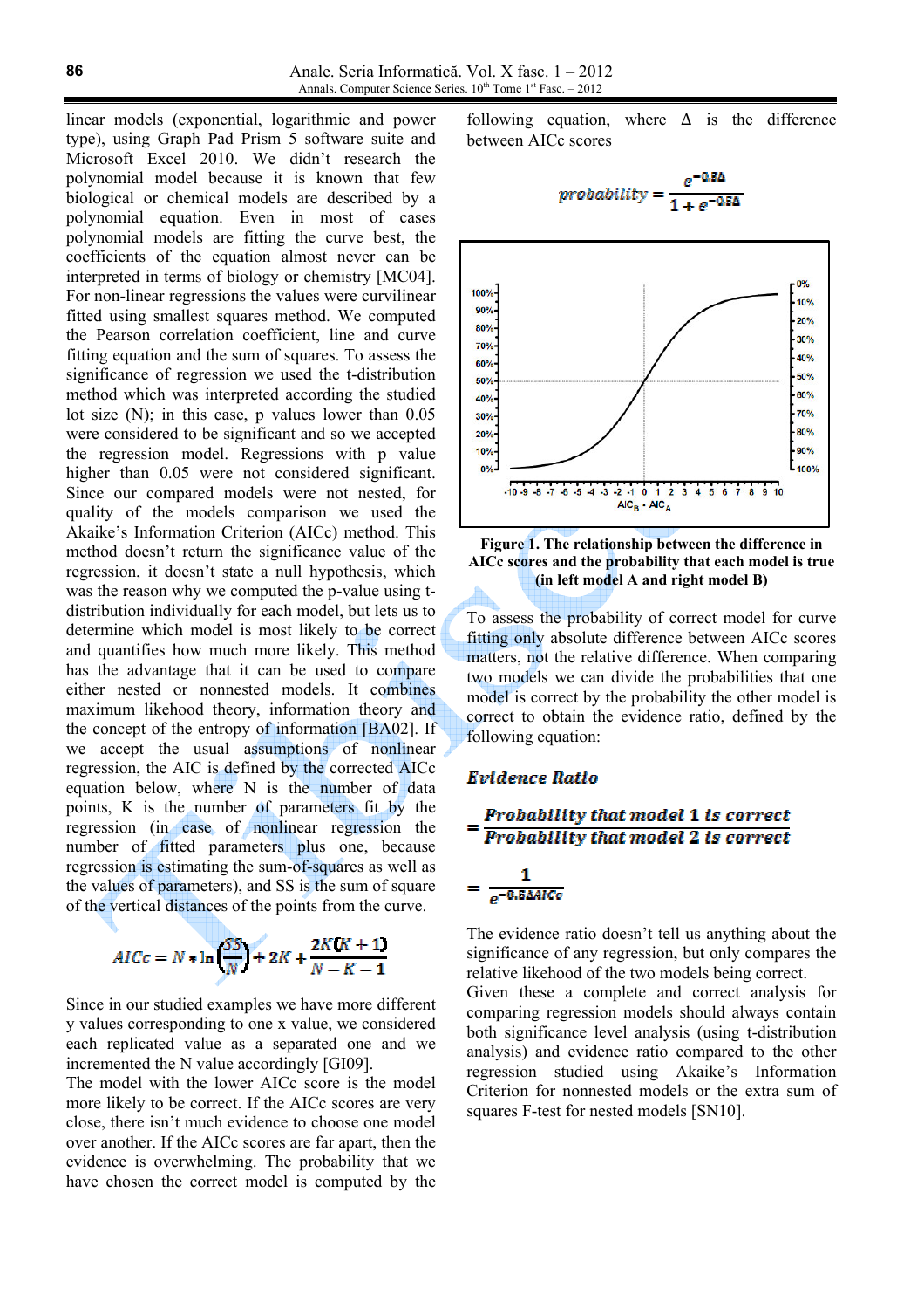linear models (exponential, logarithmic and power type), using Graph Pad Prism 5 software suite and Microsoft Excel 2010. We didn't research the polynomial model because it is known that few biological or chemical models are described by a polynomial equation. Even in most of cases polynomial models are fitting the curve best, the coefficients of the equation almost never can be interpreted in terms of biology or chemistry [MC04]. For non-linear regressions the values were curvilinear fitted using smallest squares method. We computed the Pearson correlation coefficient, line and curve fitting equation and the sum of squares. To assess the significance of regression we used the t-distribution method which was interpreted according the studied lot size (N); in this case, p values lower than 0.05 were considered to be significant and so we accepted the regression model. Regressions with p value higher than 0.05 were not considered significant. Since our compared models were not nested, for quality of the models comparison we used the Akaike's Information Criterion (AICc) method. This method doesn't return the significance value of the regression, it doesn't state a null hypothesis, which was the reason why we computed the p-value using t-distribution individually for each model, but lets us to determine which model is most likely to be correct and quantifies how much more likely. This method has the advantage that it can be used to compare either nested or nonnested models. It combines maximum likelihood theory, information theory and the concept of the entropy of information [BA02]. If we accept the usual assumptions of nonlinear regression, the AIC is defined by the corrected AICc equation below, where N is the number of data points, K is the number of parameters fit by the regression (in case of nonlinear regression the number of fitted parameters plus one, because regression is estimating the sum-of-squares as well as the values of parameters), and SS is the sum of square of the vertical distances of the points from the curve.

$$AICc = N * \ln\left(\frac{SS}{N}\right) + 2K + \frac{2K(K+1)}{N-K-1}$$

Since in our studied examples we have more different y values corresponding to one x value, we considered each replicated value as a separated one and we incremented the N value accordingly [GI09].

The model with the lower AICc score is the model more likely to be correct. If the AICc scores are very close, there isn't much evidence to choose one model over another. If the AICc scores are far apart, then the evidence is overwhelming. The probability that we have chosen the correct model is computed by the following equation, where Δ is the difference between AICc scores

$$probability = \frac{e^{-0.5\Delta}}{1 + e^{-0.5\Delta}}$$

**Figure 1. The relationship between the difference in AICc scores and the probability that each model is true (in left model A and right model B)**

To assess the probability of correct model for curve fitting only absolute difference between AICc scores matters, not the relative difference. When comparing two models we can divide the probabilities that one model is correct by the probability the other model is correct to obtain the evidence ratio, defined by the following equation:

$$\textit{Evidence Ratio}$$

$$= \frac{\textit{Probability that model 1 is correct}}{\textit{Probability that model 2 is correct}}$$

$$= \frac{1}{e^{-0.5\Delta AICc}}$$

The evidence ratio doesn't tell us anything about the significance of any regression, but only compares the relative likehood of the two models being correct.

Given these a complete and correct analysis for comparing regression models should always contain both significance level analysis (using t-distribution analysis) and evidence ratio compared to the other regression studied using Akaike's Information Criterion for nonnested models or the extra sum of squares F-test for nested models [SN10].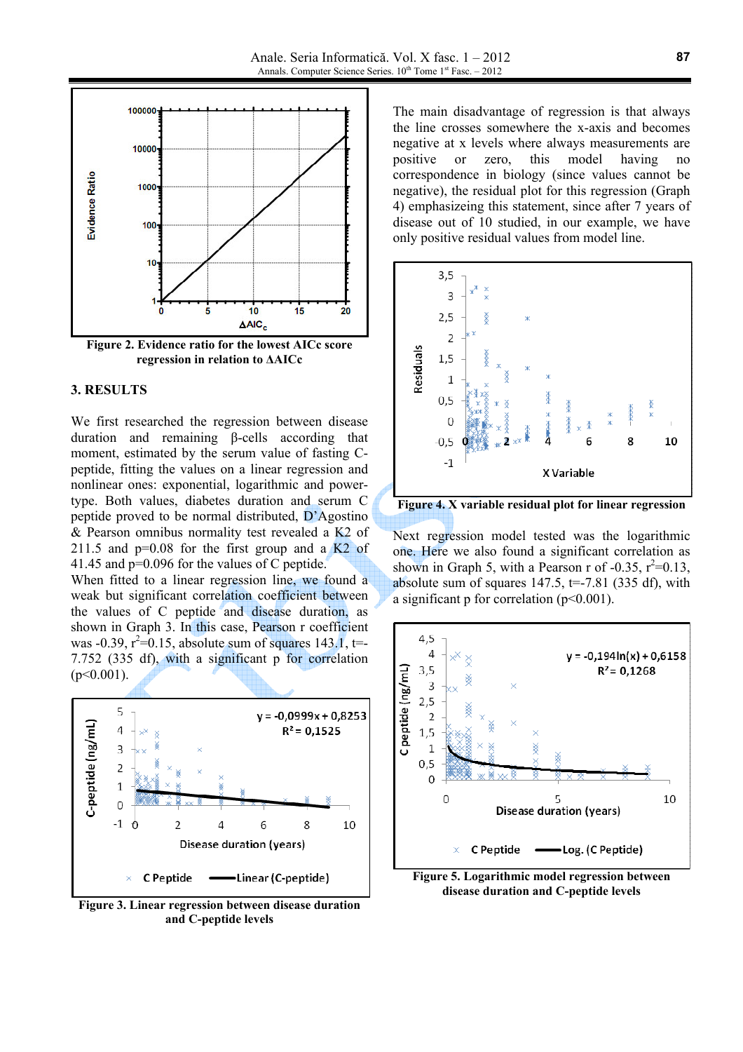Figure 2. Evidence ratio for the lowest AICc score regression in relation to ΔAICc

## 3. RESULTS

We first researched the regression between disease duration and remaining β-cells according that moment, estimated by the serum value of fasting C-peptide, fitting the values on a linear regression and nonlinear ones: exponential, logarithmic and power-type. Both values, diabetes duration and serum C peptide proved to be normal distributed, D'Agostino & Pearson omnibus normality test revealed a K2 of 211.5 and p=0.08 for the first group and a K2 of 41.45 and p=0.096 for the values of C peptide.
When fitted to a linear regression line, we found a weak but significant correlation coefficient between the values of C peptide and disease duration, as shown in Graph 3. In this case, Pearson r coefficient was -0.39, $r^2$=0.15, absolute sum of squares 143.1, t=-7.752 (335 df), with a significant p for correlation (p<0.001).

Figure 3. Linear regression between disease duration and C-peptide levels

The main disadvantage of regression is that always the line crosses somewhere the x-axis and becomes negative at x levels where always measurements are positive or zero, this model having no correspondence in biology (since values cannot be negative), the residual plot for this regression (Graph 4) emphasizeing this statement, since after 7 years of disease out of 10 studied, in our example, we have only positive residual values from model line.

Figure 4. X variable residual plot for linear regression

Next regression model tested was the logarithmic one. Here we also found a significant correlation as shown in Graph 5, with a Pearson r of -0.35, $r^2$=0.13, absolute sum of squares 147.5, t=-7.81 (335 df), with a significant p for correlation (p<0.001).

Figure 5. Logarithmic model regression between disease duration and C-peptide levels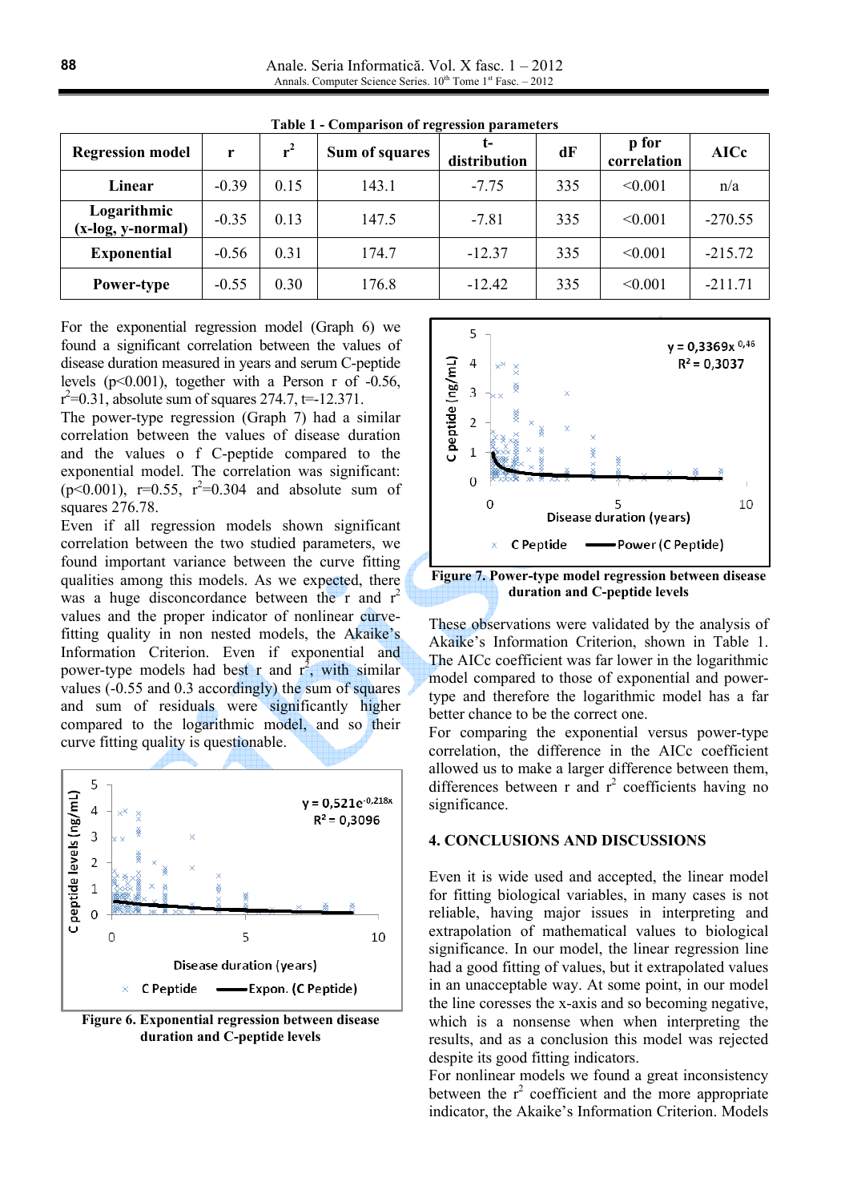Table 1 - Comparison of regression parameters

| Regression model | r | $r^2$ | Sum of squares | t-distribution | dF | p for correlation | AICc |
|---|---|---|---|---|---|---|---|
| Linear | -0.39 | 0.15 | 143.1 | -7.75 | 335 | <0.001 | n/a |
| Logarithmic (x-log, y-normal) | -0.35 | 0.13 | 147.5 | -7.81 | 335 | <0.001 | -270.55 |
| Exponential | -0.56 | 0.31 | 174.7 | -12.37 | 335 | <0.001 | -215.72 |
| Power-type | -0.55 | 0.30 | 176.8 | -12.42 | 335 | <0.001 | -211.71 |

For the exponential regression model (Graph 6) we found a significant correlation between the values of disease duration measured in years and serum C-peptide levels ($p<0.001$), together with a Person r of -0.56, $r^2$=0.31, absolute sum of squares 274.7, t=-12.371.

The power-type regression (Graph 7) had a similar correlation between the values of disease duration and the values o f C-peptide compared to the exponential model. The correlation was significant: ($p<0.001$), r=0.55, $r^2$=0.304 and absolute sum of squares 276.78.

Even if all regression models shown significant correlation between the two studied parameters, we found important variance between the curve fitting qualities among this models. As we expected, there was a huge disconcordance between the r and $r^2$ values and the proper indicator of nonlinear curve-fitting quality in non nested models, the Akaike's Information Criterion. Even if exponential and power-type models had best r and $r^2$, with similar values (-0.55 and 0.3 accordingly) the sum of squares and sum of residuals were significantly higher compared to the logarithmic model, and so their curve fitting quality is questionable.

Figure 6. Exponential regression between disease duration and C-peptide levels

Figure 7. Power-type model regression between disease duration and C-peptide levels

These observations were validated by the analysis of Akaike's Information Criterion, shown in Table 1. The AICc coefficient was far lower in the logarithmic model compared to those of exponential and power-type and therefore the logarithmic model has a far better chance to be the correct one.

For comparing the exponential versus power-type correlation, the difference in the AICc coefficient allowed us to make a larger difference between them, differences between r and $r^2$ coefficients having no significance.

## 4. CONCLUSIONS AND DISCUSSIONS

Even it is wide used and accepted, the linear model for fitting biological variables, in many cases is not reliable, having major issues in interpreting and extrapolation of mathematical values to biological significance. In our model, the linear regression line had a good fitting of values, but it extrapolated values in an unacceptable way. At some point, in our model the line coresses the x-axis and so becoming negative, which is a nonsense when when interpreting the results, and as a conclusion this model was rejected despite its good fitting indicators.

For nonlinear models we found a great inconsistency between the $r^2$ coefficient and the more appropriate indicator, the Akaike's Information Criterion. Models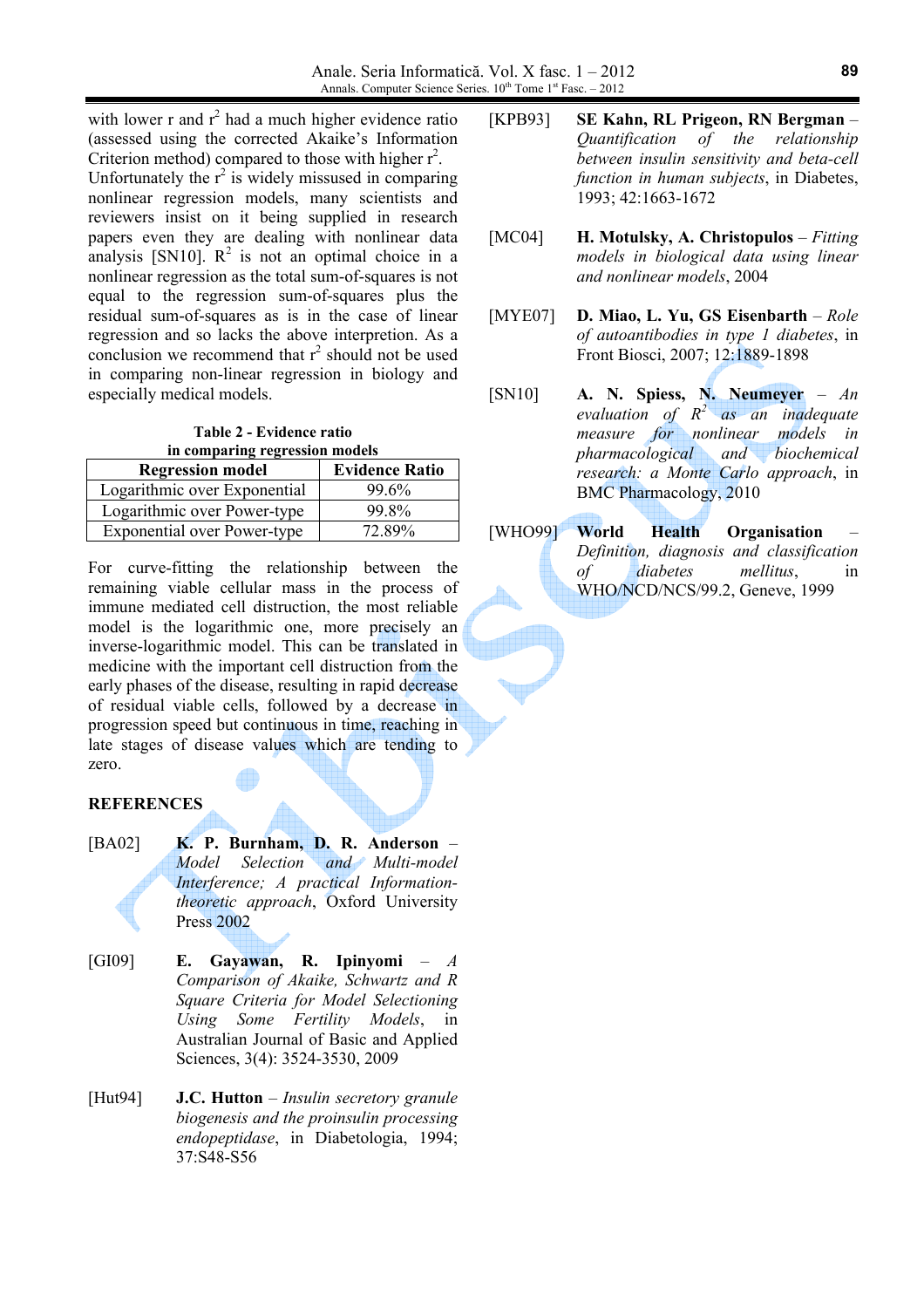with lower r and $r^2$ had a much higher evidence ratio (assessed using the corrected Akaike's Information Criterion method) compared to those with higher $r^2$. Unfortunately the $r^2$ is widely missused in comparing nonlinear regression models, many scientists and reviewers insist on it being supplied in research papers even they are dealing with nonlinear data analysis [SN10]. $R^2$ is not an optimal choice in a nonlinear regression as the total sum-of-squares is not equal to the regression sum-of-squares plus the residual sum-of-squares as is in the case of linear regression and so lacks the above interpretion. As a conclusion we recommend that $r^2$ should not be used in comparing non-linear regression in biology and especially medical models.

**Table 2 - Evidence ratio in comparing regression models**

| Regression model | Evidence Ratio |
|---|---|
| Logarithmic over Exponential | 99.6% |
| Logarithmic over Power-type | 99.8% |
| Exponential over Power-type | 72.89% |

For curve-fitting the relationship between the remaining viable cellular mass in the process of immune mediated cell distruction, the most reliable model is the logarithmic one, more precisely an inverse-logarithmic model. This can be translated in medicine with the important cell distruction from the early phases of the disease, resulting in rapid decrease of residual viable cells, followed by a decrease in progression speed but continuous in time, reaching in late stages of disease values which are tending to zero.

## REFERENCES

[BA02] **K. P. Burnham, D. R. Anderson** – *Model Selection and Multi-model Interference; A practical Information-theoretic approach*, Oxford University Press 2002

[GI09] **E. Gayawan, R. Ipinyomi** – *A Comparison of Akaike, Schwartz and R Square Criteria for Model Selectioning Using Some Fertility Models*, in Australian Journal of Basic and Applied Sciences, 3(4): 3524-3530, 2009

[Hut94] **J.C. Hutton** – *Insulin secretory granule biogenesis and the proinsulin processing endopeptidase*, in Diabetologia, 1994; 37:S48-S56

[KPB93] **SE Kahn, RL Prigeon, RN Bergman** – *Quantification of the relationship between insulin sensitivity and beta-cell function in human subjects*, in Diabetes, 1993; 42:1663-1672

[MC04] **H. Motulsky, A. Christopulos** – *Fitting models in biological data using linear and nonlinear models*, 2004

[MYE07] **D. Miao, L. Yu, GS Eisenbarth** – *Role of autoantibodies in type 1 diabetes*, in Front Biosci, 2007; 12:1889-1898

[SN10] **A. N. Spiess, N. Neumeyer** – *An evaluation of $R^2$ as an inadequate measure for nonlinear models in pharmacological and biochemical research: a Monte Carlo approach*, in BMC Pharmacology, 2010

[WHO99] **World Health Organisation** – *Definition, diagnosis and classification of diabetes mellitus*, in WHO/NCD/NCS/99.2, Geneve, 1999